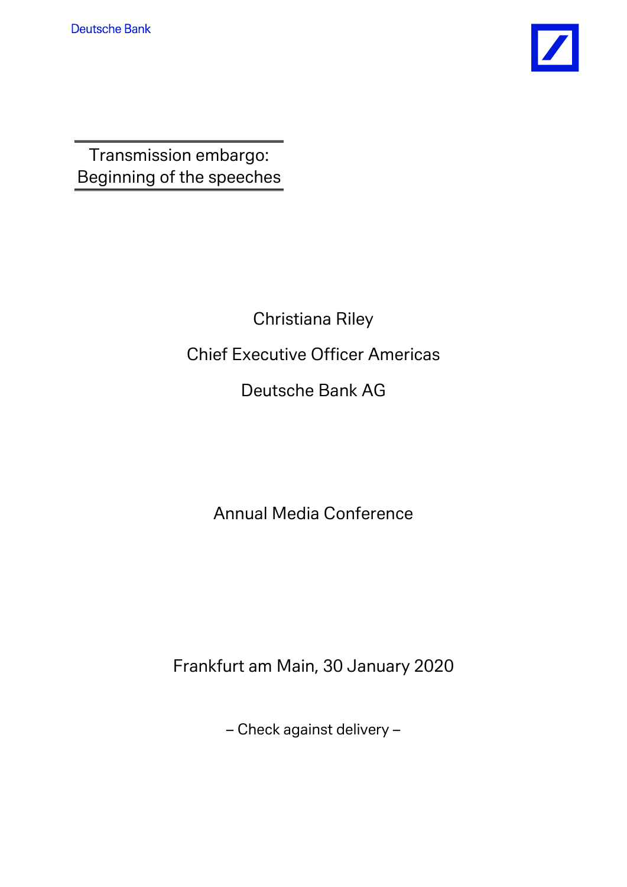Deutsche Bank

Transmission embargo:
Beginning of the speeches

Christiana Riley

Chief Executive Officer Americas

Deutsche Bank AG

Annual Media Conference

Frankfurt am Main, 30 January 2020

– Check against delivery –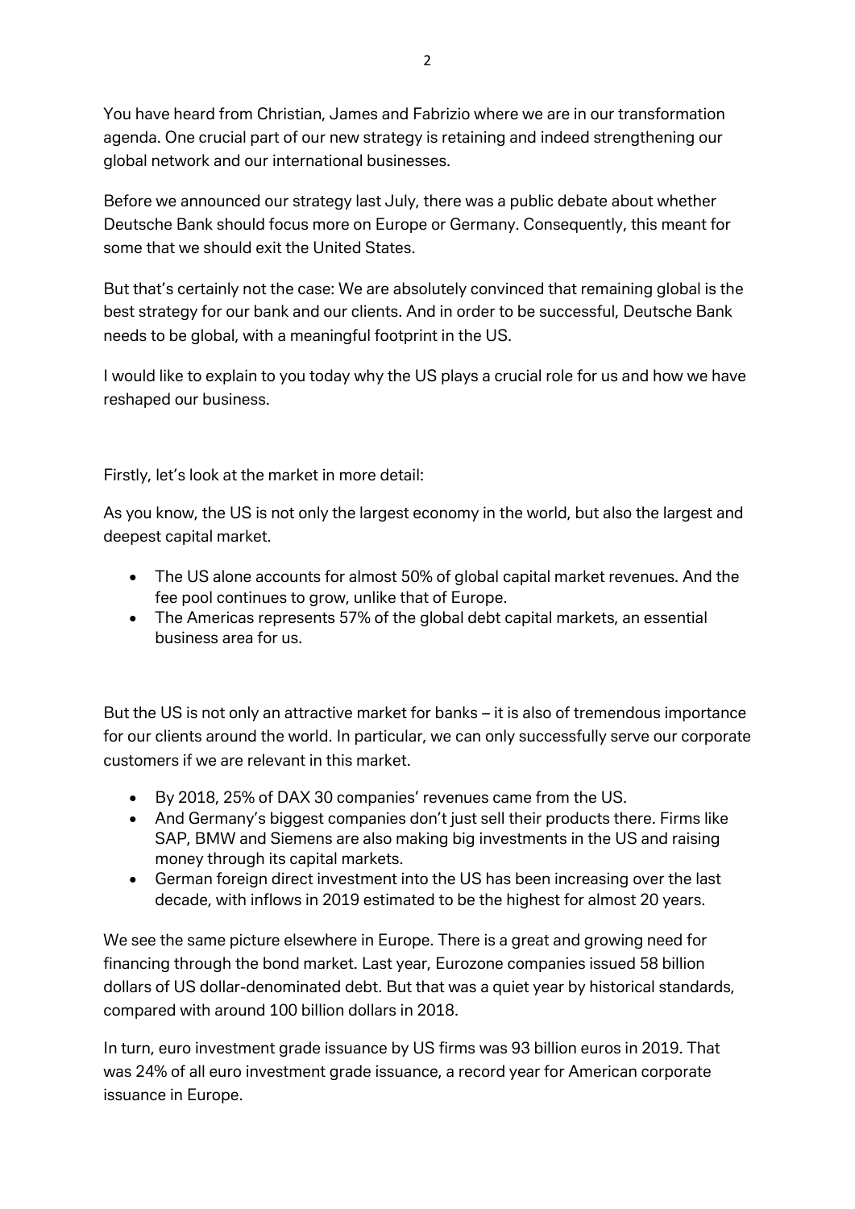You have heard from Christian, James and Fabrizio where we are in our transformation agenda. One crucial part of our new strategy is retaining and indeed strengthening our global network and our international businesses.

Before we announced our strategy last July, there was a public debate about whether Deutsche Bank should focus more on Europe or Germany. Consequently, this meant for some that we should exit the United States.

But that's certainly not the case: We are absolutely convinced that remaining global is the best strategy for our bank and our clients. And in order to be successful, Deutsche Bank needs to be global, with a meaningful footprint in the US.

I would like to explain to you today why the US plays a crucial role for us and how we have reshaped our business.

Firstly, let's look at the market in more detail:

As you know, the US is not only the largest economy in the world, but also the largest and deepest capital market.

- The US alone accounts for almost 50% of global capital market revenues. And the fee pool continues to grow, unlike that of Europe.
- The Americas represents 57% of the global debt capital markets, an essential business area for us.

But the US is not only an attractive market for banks – it is also of tremendous importance for our clients around the world. In particular, we can only successfully serve our corporate customers if we are relevant in this market.

- By 2018, 25% of DAX 30 companies' revenues came from the US.
- And Germany's biggest companies don't just sell their products there. Firms like SAP, BMW and Siemens are also making big investments in the US and raising money through its capital markets.
- German foreign direct investment into the US has been increasing over the last decade, with inflows in 2019 estimated to be the highest for almost 20 years.

We see the same picture elsewhere in Europe. There is a great and growing need for financing through the bond market. Last year, Eurozone companies issued 58 billion dollars of US dollar-denominated debt. But that was a quiet year by historical standards, compared with around 100 billion dollars in 2018.

In turn, euro investment grade issuance by US firms was 93 billion euros in 2019. That was 24% of all euro investment grade issuance, a record year for American corporate issuance in Europe.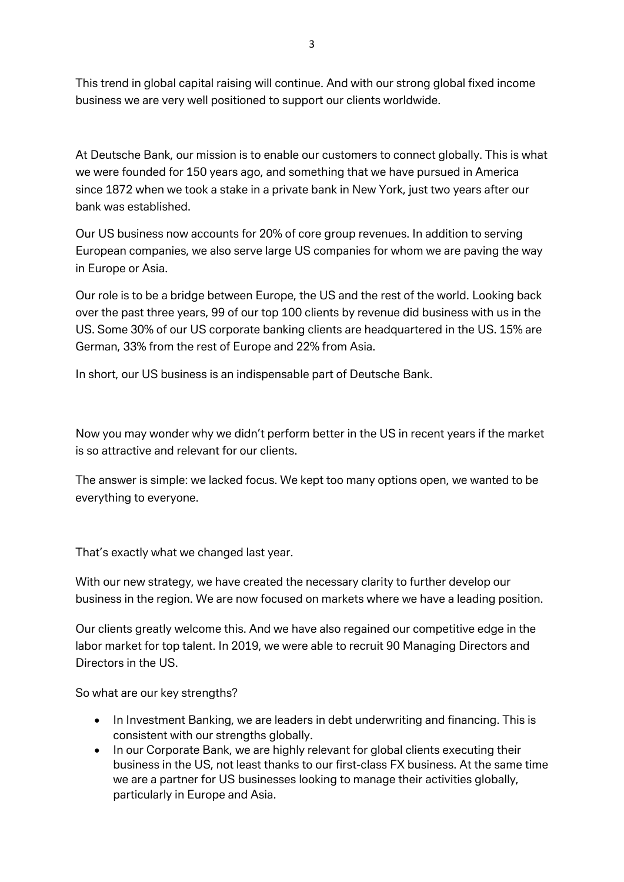This trend in global capital raising will continue. And with our strong global fixed income business we are very well positioned to support our clients worldwide.

At Deutsche Bank, our mission is to enable our customers to connect globally. This is what we were founded for 150 years ago, and something that we have pursued in America since 1872 when we took a stake in a private bank in New York, just two years after our bank was established.

Our US business now accounts for 20% of core group revenues. In addition to serving European companies, we also serve large US companies for whom we are paving the way in Europe or Asia.

Our role is to be a bridge between Europe, the US and the rest of the world. Looking back over the past three years, 99 of our top 100 clients by revenue did business with us in the US. Some 30% of our US corporate banking clients are headquartered in the US. 15% are German, 33% from the rest of Europe and 22% from Asia.

In short, our US business is an indispensable part of Deutsche Bank.

Now you may wonder why we didn't perform better in the US in recent years if the market is so attractive and relevant for our clients.

The answer is simple: we lacked focus. We kept too many options open, we wanted to be everything to everyone.

That's exactly what we changed last year.

With our new strategy, we have created the necessary clarity to further develop our business in the region. We are now focused on markets where we have a leading position.

Our clients greatly welcome this. And we have also regained our competitive edge in the labor market for top talent. In 2019, we were able to recruit 90 Managing Directors and Directors in the US.

So what are our key strengths?

- In Investment Banking, we are leaders in debt underwriting and financing. This is consistent with our strengths globally.
- In our Corporate Bank, we are highly relevant for global clients executing their business in the US, not least thanks to our first-class FX business. At the same time we are a partner for US businesses looking to manage their activities globally, particularly in Europe and Asia.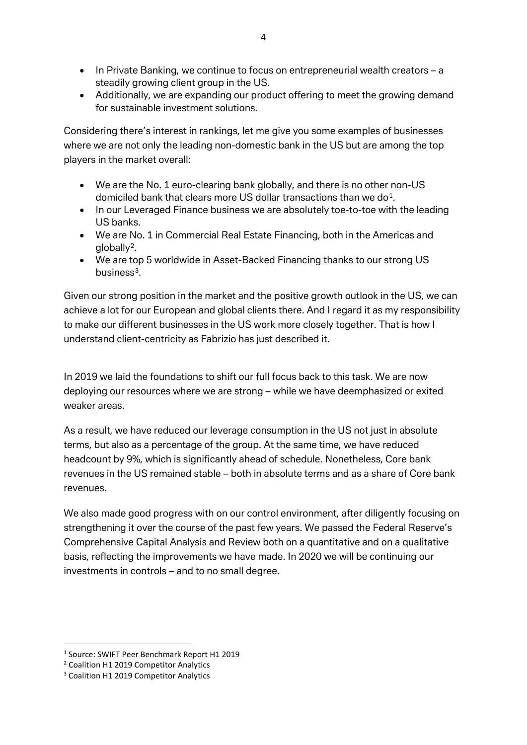- In Private Banking, we continue to focus on entrepreneurial wealth creators – a steadily growing client group in the US.
- Additionally, we are expanding our product offering to meet the growing demand for sustainable investment solutions.

Considering there's interest in rankings, let me give you some examples of businesses where we are not only the leading non-domestic bank in the US but are among the top players in the market overall:

- We are the No. 1 euro-clearing bank globally, and there is no other non-US domiciled bank that clears more US dollar transactions than we do[1].
- In our Leveraged Finance business we are absolutely toe-to-toe with the leading US banks.
- We are No. 1 in Commercial Real Estate Financing, both in the Americas and globally[2].
- We are top 5 worldwide in Asset-Backed Financing thanks to our strong US business[3].

Given our strong position in the market and the positive growth outlook in the US, we can achieve a lot for our European and global clients there. And I regard it as my responsibility to make our different businesses in the US work more closely together. That is how I understand client-centricity as Fabrizio has just described it.

In 2019 we laid the foundations to shift our full focus back to this task. We are now deploying our resources where we are strong – while we have deemphasized or exited weaker areas.

As a result, we have reduced our leverage consumption in the US not just in absolute terms, but also as a percentage of the group. At the same time, we have reduced headcount by 9%, which is significantly ahead of schedule. Nonetheless, Core bank revenues in the US remained stable – both in absolute terms and as a share of Core bank revenues.

We also made good progress with on our control environment, after diligently focusing on strengthening it over the course of the past few years. We passed the Federal Reserve's Comprehensive Capital Analysis and Review both on a quantitative and on a qualitative basis, reflecting the improvements we have made. In 2020 we will be continuing our investments in controls – and to no small degree.

---

[1] Source: SWIFT Peer Benchmark Report H1 2019

[2] Coalition H1 2019 Competitor Analytics

[3] Coalition H1 2019 Competitor Analytics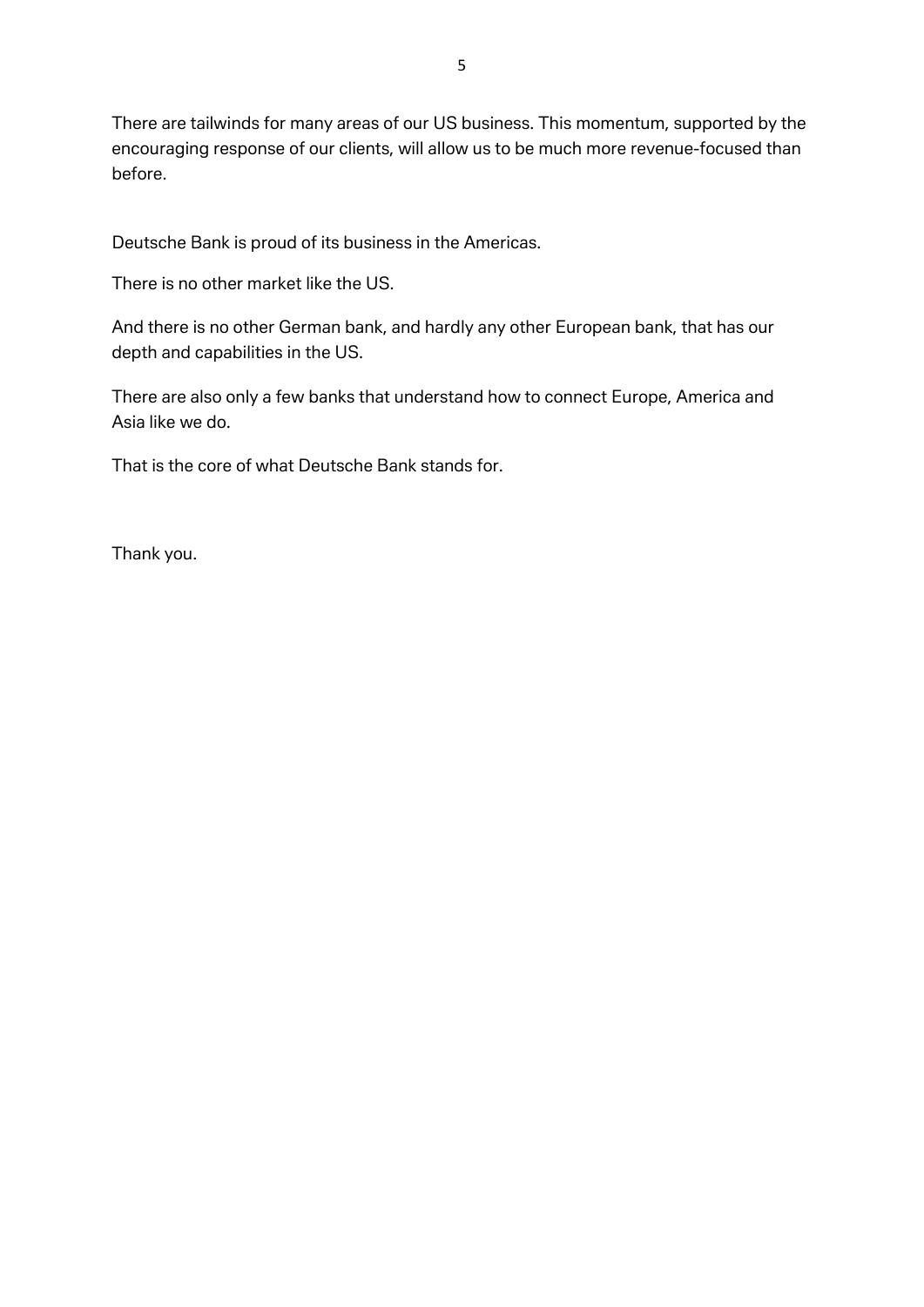There are tailwinds for many areas of our US business. This momentum, supported by the encouraging response of our clients, will allow us to be much more revenue-focused than before.

Deutsche Bank is proud of its business in the Americas.

There is no other market like the US.

And there is no other German bank, and hardly any other European bank, that has our depth and capabilities in the US.

There are also only a few banks that understand how to connect Europe, America and Asia like we do.

That is the core of what Deutsche Bank stands for.

Thank you.